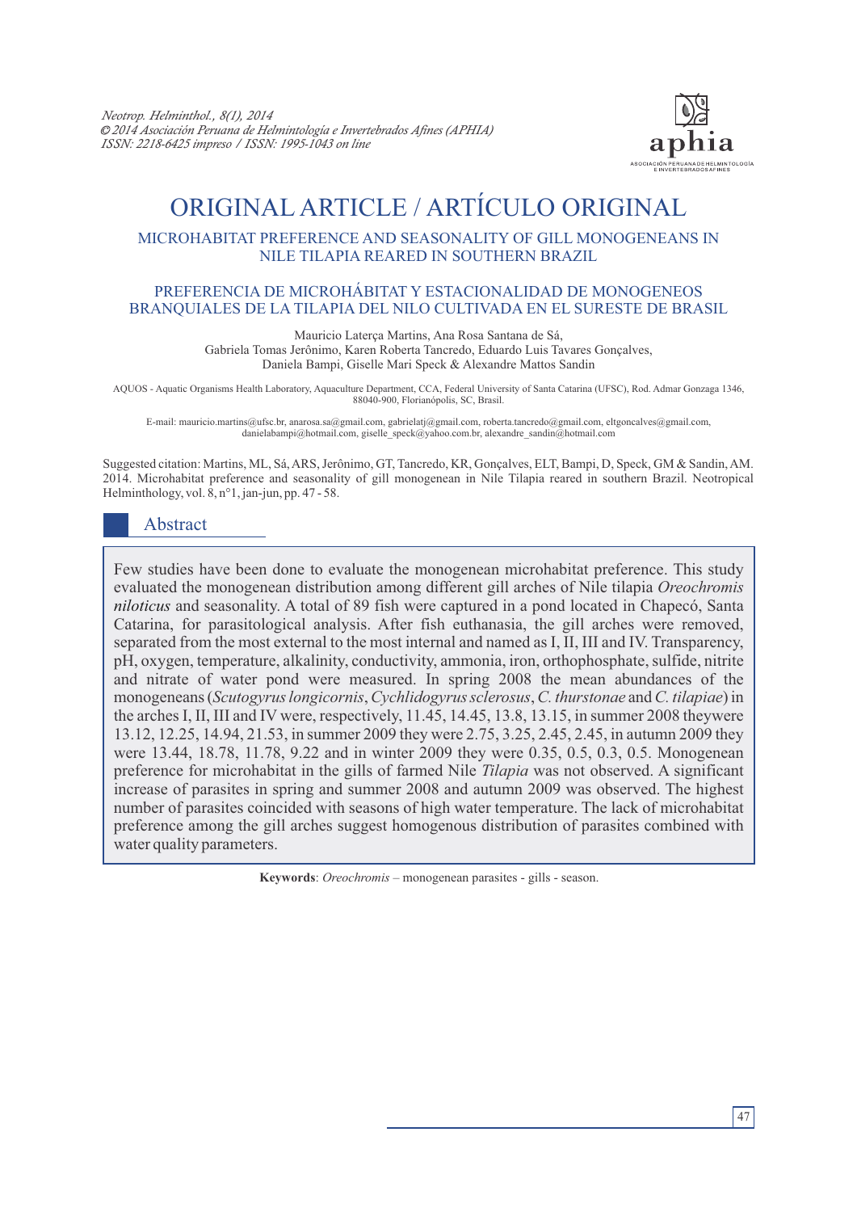Neotrop. Helminthol., 8(1), 2014
© 2014 Asociación Peruana de Helmintología e Invertebrados Afines (APHIA)
ISSN: 2218-6425 impreso / ISSN: 1995-1043 on line

# ORIGINAL ARTICLE / ARTÍCULO ORIGINAL

## MICROHABITAT PREFERENCE AND SEASONALITY OF GILL MONOGENEANS IN NILE TILAPIA REARED IN SOUTHERN BRAZIL

## PREFERENCIA DE MICROHÁBITAT Y ESTACIONALIDAD DE MONOGENEOS BRANQUIALES DE LA TILAPIA DEL NILO CULTIVADA EN EL SURESTE DE BRASIL

Mauricio Laterça Martins, Ana Rosa Santana de Sá, Gabriela Tomas Jerônimo, Karen Roberta Tancredo, Eduardo Luis Tavares Gonçalves, Daniela Bampi, Giselle Mari Speck & Alexandre Mattos Sandin

AQUOS - Aquatic Organisms Health Laboratory, Aquaculture Department, CCA, Federal University of Santa Catarina (UFSC), Rod. Admar Gonzaga 1346, 88040-900, Florianópolis, SC, Brasil.

E-mail: mauricio.martins@ufsc.br, anarosa.sa@gmail.com, gabrielatj@gmail.com, roberta.tancredo@gmail.com, eltgoncalves@gmail.com, danielabampi@hotmail.com, giselle_speck@yahoo.com.br, alexandre_sandin@hotmail.com

Suggested citation: Martins, ML, Sá, ARS, Jerônimo, GT, Tancredo, KR, Gonçalves, ELT, Bampi, D, Speck, GM & Sandin, AM. 2014. Microhabitat preference and seasonality of gill monogenean in Nile Tilapia reared in southern Brazil. Neotropical Helminthology, vol. 8, n°1, jan-jun, pp. 47 - 58.

## Abstract

Few studies have been done to evaluate the monogenean microhabitat preference. This study evaluated the monogenean distribution among different gill arches of Nile tilapia *Oreochromis niloticus* and seasonality. A total of 89 fish were captured in a pond located in Chapecó, Santa Catarina, for parasitological analysis. After fish euthanasia, the gill arches were removed, separated from the most external to the most internal and named as I, II, III and IV. Transparency, pH, oxygen, temperature, alkalinity, conductivity, ammonia, iron, orthophosphate, sulfide, nitrite and nitrate of water pond were measured. In spring 2008 the mean abundances of the monogeneans (*Scutogyrus longicornis*, *Cychlidogyrus sclerosus*, *C. thurstonae* and *C. tilapiae*) in the arches I, II, III and IV were, respectively, 11.45, 14.45, 13.8, 13.15, in summer 2008 theywere 13.12, 12.25, 14.94, 21.53, in summer 2009 they were 2.75, 3.25, 2.45, 2.45, in autumn 2009 they were 13.44, 18.78, 11.78, 9.22 and in winter 2009 they were 0.35, 0.5, 0.3, 0.5. Monogenean preference for microhabitat in the gills of farmed Nile *Tilapia* was not observed. A significant increase of parasites in spring and summer 2008 and autumn 2009 was observed. The highest number of parasites coincided with seasons of high water temperature. The lack of microhabitat preference among the gill arches suggest homogenous distribution of parasites combined with water quality parameters.

**Keywords**: *Oreochromis* – monogenean parasites - gills - season.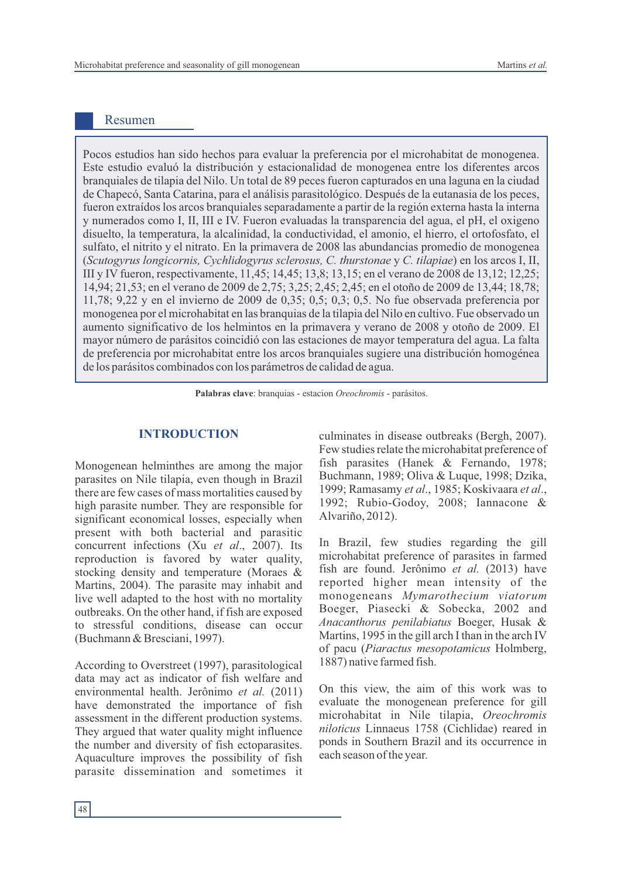## Resumen

Pocos estudios han sido hechos para evaluar la preferencia por el microhabitat de monogenea. Este estudio evaluó la distribución y estacionalidad de monogenea entre los diferentes arcos branquiales de tilapia del Nilo. Un total de 89 peces fueron capturados en una laguna en la ciudad de Chapecó, Santa Catarina, para el análisis parasitológico. Después de la eutanasia de los peces, fueron extraídos los arcos branquiales separadamente a partir de la región externa hasta la interna y numerados como I, II, III e IV. Fueron evaluadas la transparencia del agua, el pH, el oxigeno disuelto, la temperatura, la alcalinidad, la conductividad, el amonio, el hierro, el ortofosfato, el sulfato, el nitrito y el nitrato. En la primavera de 2008 las abundancias promedio de monogenea (*Scutogyrus longicornis, Cychlidogyrus sclerosus, C. thurstonae* y *C. tilapiae*) en los arcos I, II, III y IV fueron, respectivamente, 11,45; 14,45; 13,8; 13,15; en el verano de 2008 de 13,12; 12,25; 14,94; 21,53; en el verano de 2009 de 2,75; 3,25; 2,45; 2,45; en el otoño de 2009 de 13,44; 18,78; 11,78; 9,22 y en el invierno de 2009 de 0,35; 0,5; 0,3; 0,5. No fue observada preferencia por monogenea por el microhabitat en las branquias de la tilapia del Nilo en cultivo. Fue observado un aumento significativo de los helmintos en la primavera y verano de 2008 y otoño de 2009. El mayor número de parásitos coincidió con las estaciones de mayor temperatura del agua. La falta de preferencia por microhabitat entre los arcos branquiales sugiere una distribución homogénea de los parásitos combinados con los parámetros de calidad de agua.

**Palabras clave**: branquias - estacion *Oreochromis* - parásitos.

## INTRODUCTION

Monogenean helminthes are among the major parasites on Nile tilapia, even though in Brazil there are few cases of mass mortalities caused by high parasite number. They are responsible for significant economical losses, especially when present with both bacterial and parasitic concurrent infections (Xu *et al*., 2007). Its reproduction is favored by water quality, stocking density and temperature (Moraes & Martins, 2004). The parasite may inhabit and live well adapted to the host with no mortality outbreaks. On the other hand, if fish are exposed to stressful conditions, disease can occur (Buchmann & Bresciani, 1997).

According to Overstreet (1997), parasitological data may act as indicator of fish welfare and environmental health. Jerônimo *et al.* (2011) have demonstrated the importance of fish assessment in the different production systems. They argued that water quality might influence the number and diversity of fish ectoparasites. Aquaculture improves the possibility of fish parasite dissemination and sometimes it culminates in disease outbreaks (Bergh, 2007). Few studies relate the microhabitat preference of fish parasites (Hanek & Fernando, 1978; Buchmann, 1989; Oliva & Luque, 1998; Dzika, 1999; Ramasamy *et al*., 1985; Koskivaara *et al*., 1992; Rubio-Godoy, 2008; Iannacone & Alvariño, 2012).

In Brazil, few studies regarding the gill microhabitat preference of parasites in farmed fish are found. Jerônimo *et al.* (2013) have reported higher mean intensity of the monogeneans *Mymarothecium viatorum* Boeger, Piasecki & Sobecka, 2002 and *Anacanthorus penilabiatus* Boeger, Husak & Martins, 1995 in the gill arch I than in the arch IV of pacu (*Piaractus mesopotamicus* Holmberg, 1887) native farmed fish.

On this view, the aim of this work was to evaluate the monogenean preference for gill microhabitat in Nile tilapia, *Oreochromis niloticus* Linnaeus 1758 (Cichlidae) reared in ponds in Southern Brazil and its occurrence in each season of the year.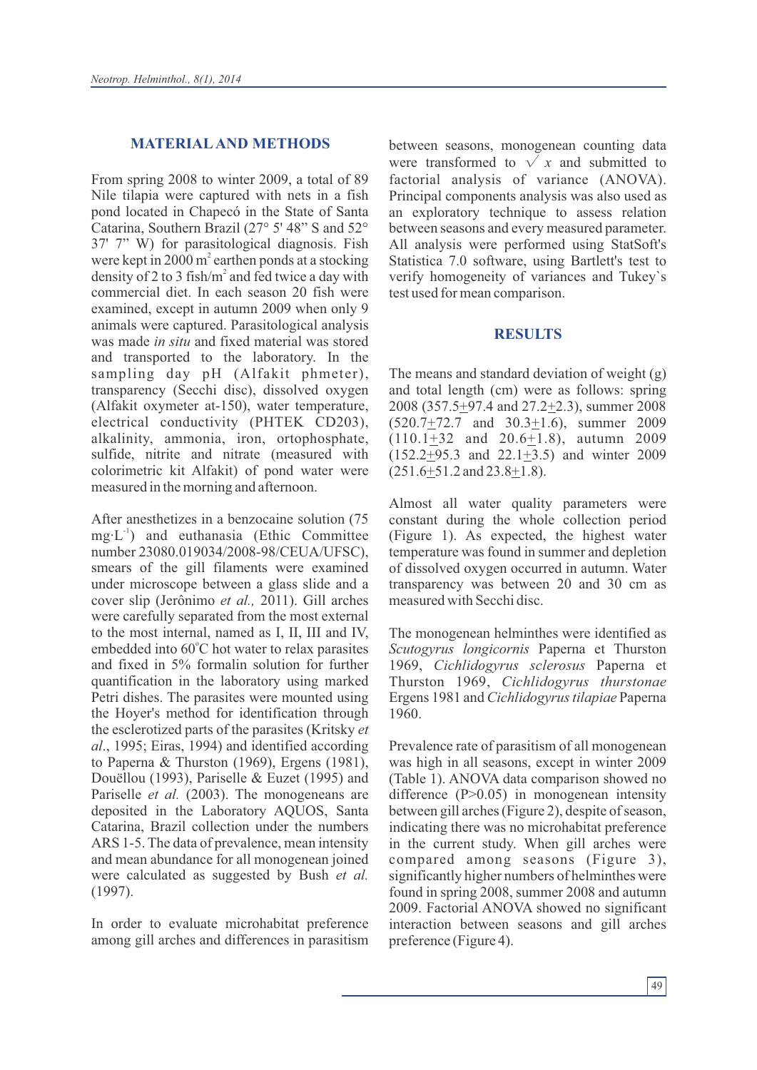## MATERIAL AND METHODS

From spring 2008 to winter 2009, a total of 89 Nile tilapia were captured with nets in a fish pond located in Chapecó in the State of Santa Catarina, Southern Brazil (27° 5' 48" S and 52° 37' 7" W) for parasitological diagnosis. Fish were kept in 2000 $m^2$ earthen ponds at a stocking density of 2 to 3 fish/$m^2$ and fed twice a day with commercial diet. In each season 20 fish were examined, except in autumn 2009 when only 9 animals were captured. Parasitological analysis was made *in situ* and fixed material was stored and transported to the laboratory. In the sampling day pH (Alfakit phmeter), transparency (Secchi disc), dissolved oxygen (Alfakit oxymeter at-150), water temperature, electrical conductivity (PHTEK CD203), alkalinity, ammonia, iron, ortophosphate, sulfide, nitrite and nitrate (measured with colorimetric kit Alfakit) of pond water were measured in the morning and afternoon.

After anesthetizes in a benzocaine solution (75 $mg \cdot L^{-1}$) and euthanasia (Ethic Committee number 23080.019034/2008-98/CEUA/UFSC), smears of the gill filaments were examined under microscope between a glass slide and a cover slip (Jerônimo *et al.,* 2011). Gill arches were carefully separated from the most external to the most internal, named as I, II, III and IV, embedded into 60°C hot water to relax parasites and fixed in 5% formalin solution for further quantification in the laboratory using marked Petri dishes. The parasites were mounted using the Hoyer's method for identification through the esclerotized parts of the parasites (Kritsky *et al*., 1995; Eiras, 1994) and identified according to Paperna & Thurston (1969), Ergens (1981), Douëllou (1993), Pariselle & Euzet (1995) and Pariselle *et al.* (2003). The monogeneans are deposited in the Laboratory AQUOS, Santa Catarina, Brazil collection under the numbers ARS 1-5. The data of prevalence, mean intensity and mean abundance for all monogenean joined were calculated as suggested by Bush *et al.* (1997).

In order to evaluate microhabitat preference among gill arches and differences in parasitism between seasons, monogenean counting data were transformed to $\sqrt{x}$ and submitted to factorial analysis of variance (ANOVA). Principal components analysis was also used as an exploratory technique to assess relation between seasons and every measured parameter. All analysis were performed using StatSoft's Statistica 7.0 software, using Bartlett's test to verify homogeneity of variances and Tukey`s test used for mean comparison.

## RESULTS

The means and standard deviation of weight (g) and total length (cm) were as follows: spring 2008 (357.5±97.4 and 27.2±2.3), summer 2008 (520.7±72.7 and 30.3±1.6), summer 2009 (110.1±32 and 20.6±1.8), autumn 2009 (152.2±95.3 and 22.1±3.5) and winter 2009 (251.6±51.2 and 23.8±1.8).

Almost all water quality parameters were constant during the whole collection period (Figure 1). As expected, the highest water temperature was found in summer and depletion of dissolved oxygen occurred in autumn. Water transparency was between 20 and 30 cm as measured with Secchi disc.

The monogenean helminthes were identified as *Scutogyrus longicornis* Paperna et Thurston 1969, *Cichlidogyrus sclerosus* Paperna et Thurston 1969, *Cichlidogyrus thurstonae* Ergens 1981 and *Cichlidogyrus tilapiae* Paperna 1960.

Prevalence rate of parasitism of all monogenean was high in all seasons, except in winter 2009 (Table 1). ANOVA data comparison showed no difference (P>0.05) in monogenean intensity between gill arches (Figure 2), despite of season, indicating there was no microhabitat preference in the current study. When gill arches were compared among seasons (Figure 3), significantly higher numbers of helminthes were found in spring 2008, summer 2008 and autumn 2009. Factorial ANOVA showed no significant interaction between seasons and gill arches preference (Figure 4).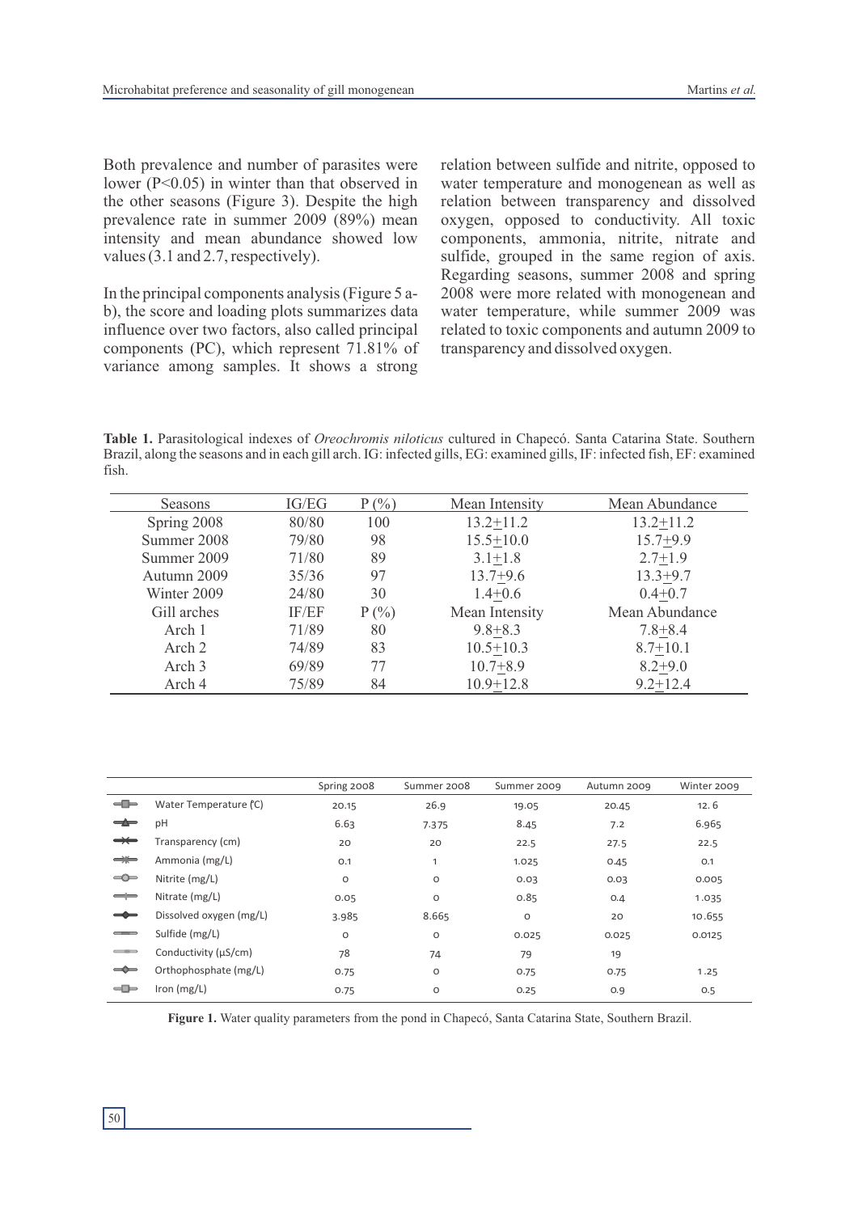Both prevalence and number of parasites were lower ($P<0.05$) in winter than that observed in the other seasons (Figure 3). Despite the high prevalence rate in summer 2009 (89%) mean intensity and mean abundance showed low values (3.1 and 2.7, respectively).

In the principal components analysis (Figure 5 a-b), the score and loading plots summarizes data influence over two factors, also called principal components (PC), which represent 71.81% of variance among samples. It shows a strong relation between sulfide and nitrite, opposed to water temperature and monogenean as well as relation between transparency and dissolved oxygen, opposed to conductivity. All toxic components, ammonia, nitrite, nitrate and sulfide, grouped in the same region of axis. Regarding seasons, summer 2008 and spring 2008 were more related with monogenean and water temperature, while summer 2009 was related to toxic components and autumn 2009 to transparency and dissolved oxygen.

**Table 1.** Parasitological indexes of *Oreochromis niloticus* cultured in Chapecó. Santa Catarina State. Southern Brazil, along the seasons and in each gill arch. IG: infected gills, EG: examined gills, IF: infected fish, EF: examined fish.

| Seasons | IG/EG | P (%) | Mean Intensity | Mean Abundance |
|---|---|---|---|---|
| Spring 2008 | 80/80 | 100 | 13.2±11.2 | 13.2±11.2 |
| Summer 2008 | 79/80 | 98 | 15.5±10.0 | 15.7±9.9 |
| Summer 2009 | 71/80 | 89 | 3.1±1.8 | 2.7±1.9 |
| Autumn 2009 | 35/36 | 97 | 13.7±9.6 | 13.3±9.7 |
| Winter 2009 | 24/80 | 30 | 1.4±0.6 | 0.4±0.7 |
| Gill arches | IF/EF | P (%) | Mean Intensity | Mean Abundance |
| Arch 1 | 71/89 | 80 | 9.8±8.3 | 7.8±8.4 |
| Arch 2 | 74/89 | 83 | 10.5±10.3 | 8.7±10.1 |
| Arch 3 | 69/89 | 77 | 10.7±8.9 | 8.2±9.0 |
| Arch 4 | 75/89 | 84 | 10.9±12.8 | 9.2±12.4 |

| | Spring 2008 | Summer 2008 | Summer 2009 | Autumn 2009 | Winter 2009 |
|---|---|---|---|---|---|
| Water Temperature (°C) | 20.15 | 26.9 | 19.05 | 20.45 | 12. 6 |
| pH | 6.63 | 7.375 | 8.45 | 7.2 | 6.965 |
| Transparency (cm) | 20 | 20 | 22.5 | 27.5 | 22.5 |
| Ammonia (mg/L) | 0.1 | 1 | 1.025 | 0.45 | 0.1 |
| Nitrite (mg/L) | 0 | 0 | 0.03 | 0.03 | 0.005 |
| Nitrate (mg/L) | 0.05 | 0 | 0.85 | 0.4 | 1.035 |
| Dissolved oxygen (mg/L) | 3.985 | 8.665 | 0 | 20 | 10.655 |
| Sulfide (mg/L) | 0 | 0 | 0.025 | 0.025 | 0.0125 |
| Conductivity (μS/cm) | 78 | 74 | 79 | 19 | |
| Orthophosphate (mg/L) | 0.75 | 0 | 0.75 | 0.75 | 1.25 |
| Iron (mg/L) | 0.75 | 0 | 0.25 | 0.9 | 0.5 |

**Figure 1.** Water quality parameters from the pond in Chapecó, Santa Catarina State, Southern Brazil.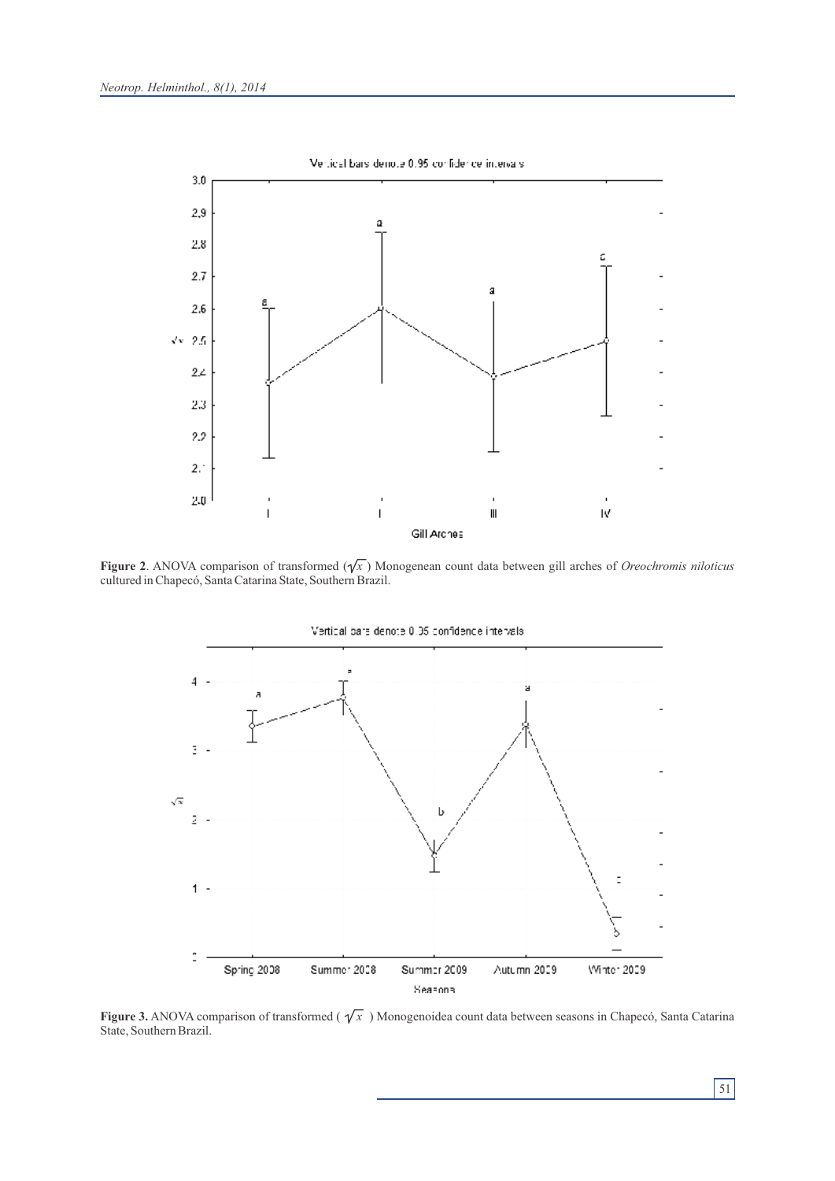**Figure 2**. ANOVA comparison of transformed ($\sqrt{x}$) Monogenean count data between gill arches of *Oreochromis niloticus* cultured in Chapecó, Santa Catarina State, Southern Brazil.

**Figure 3.** ANOVA comparison of transformed ( $\sqrt{x}$ ) Monogenoidea count data between seasons in Chapecó, Santa Catarina State, Southern Brazil.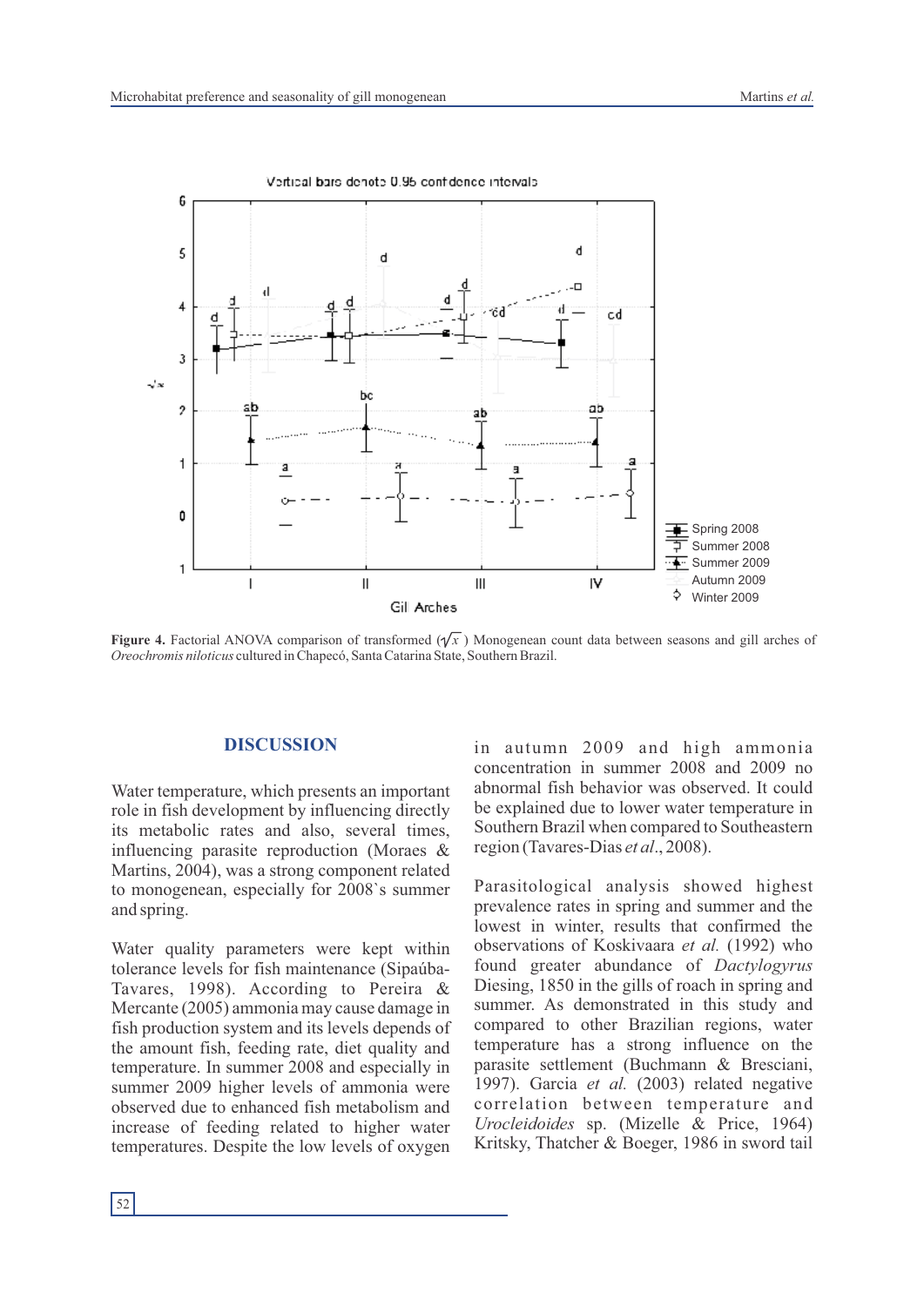**Figure 4.** Factorial ANOVA comparison of transformed ($\sqrt{x}$) Monogenean count data between seasons and gill arches of *Oreochromis niloticus* cultured in Chapecó, Santa Catarina State, Southern Brazil.

## DISCUSSION

Water temperature, which presents an important role in fish development by influencing directly its metabolic rates and also, several times, influencing parasite reproduction (Moraes & Martins, 2004), was a strong component related to monogenean, especially for 2008`s summer and spring.

Water quality parameters were kept within tolerance levels for fish maintenance (Sipaúba-Tavares, 1998). According to Pereira & Mercante (2005) ammonia may cause damage in fish production system and its levels depends of the amount fish, feeding rate, diet quality and temperature. In summer 2008 and especially in summer 2009 higher levels of ammonia were observed due to enhanced fish metabolism and increase of feeding related to higher water temperatures. Despite the low levels of oxygen in autumn 2009 and high ammonia concentration in summer 2008 and 2009 no abnormal fish behavior was observed. It could be explained due to lower water temperature in Southern Brazil when compared to Southeastern region (Tavares-Dias *et al*., 2008).

Parasitological analysis showed highest prevalence rates in spring and summer and the lowest in winter, results that confirmed the observations of Koskivaara *et al.* (1992) who found greater abundance of *Dactylogyrus* Diesing, 1850 in the gills of roach in spring and summer. As demonstrated in this study and compared to other Brazilian regions, water temperature has a strong influence on the parasite settlement (Buchmann & Bresciani, 1997). Garcia *et al.* (2003) related negative correlation between temperature and *Urocleidoides* sp. (Mizelle & Price, 1964) Kritsky, Thatcher & Boeger, 1986 in sword tail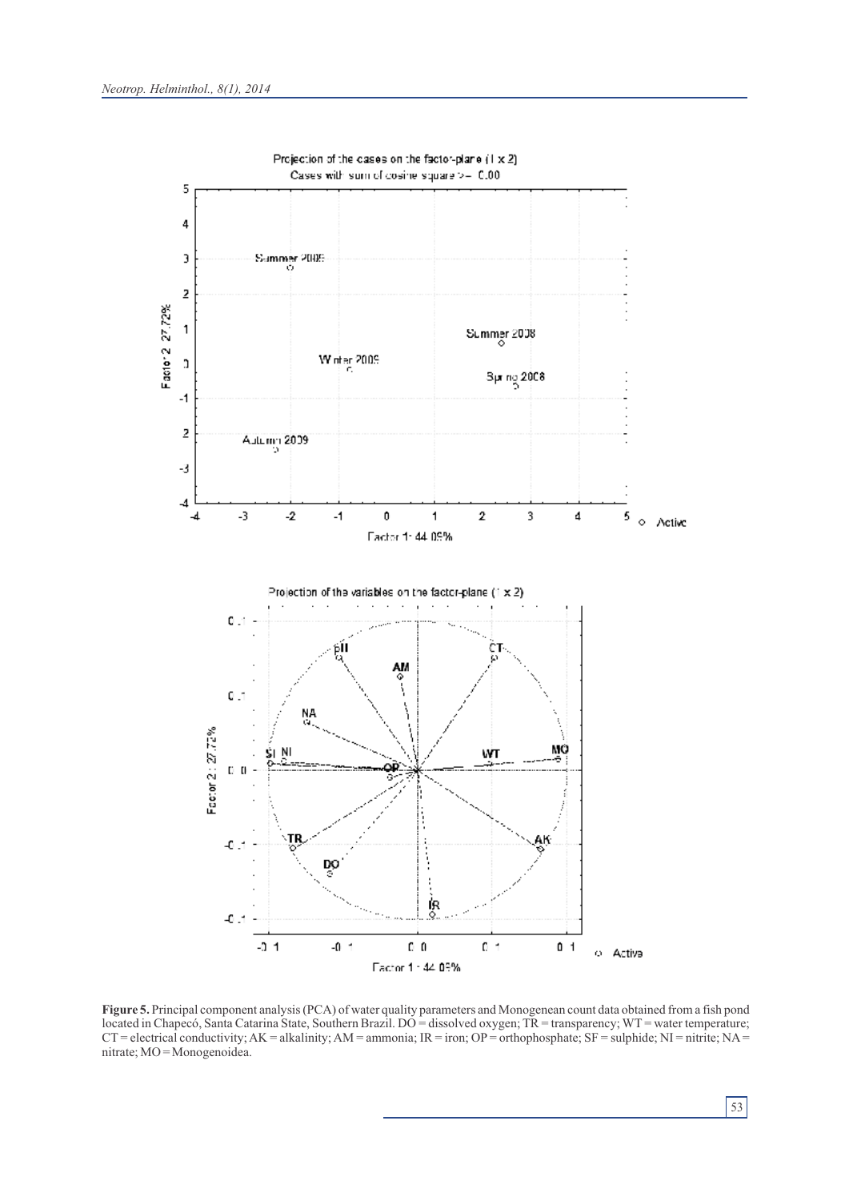**Figure 5.** Principal component analysis (PCA) of water quality parameters and Monogenean count data obtained from a fish pond located in Chapecó, Santa Catarina State, Southern Brazil. DO = dissolved oxygen; TR = transparency; WT = water temperature; CT = electrical conductivity; AK = alkalinity; AM = ammonia; IR = iron; OP = orthophosphate; SF = sulphide; NI = nitrite; NA = nitrate; MO = Monogenoidea.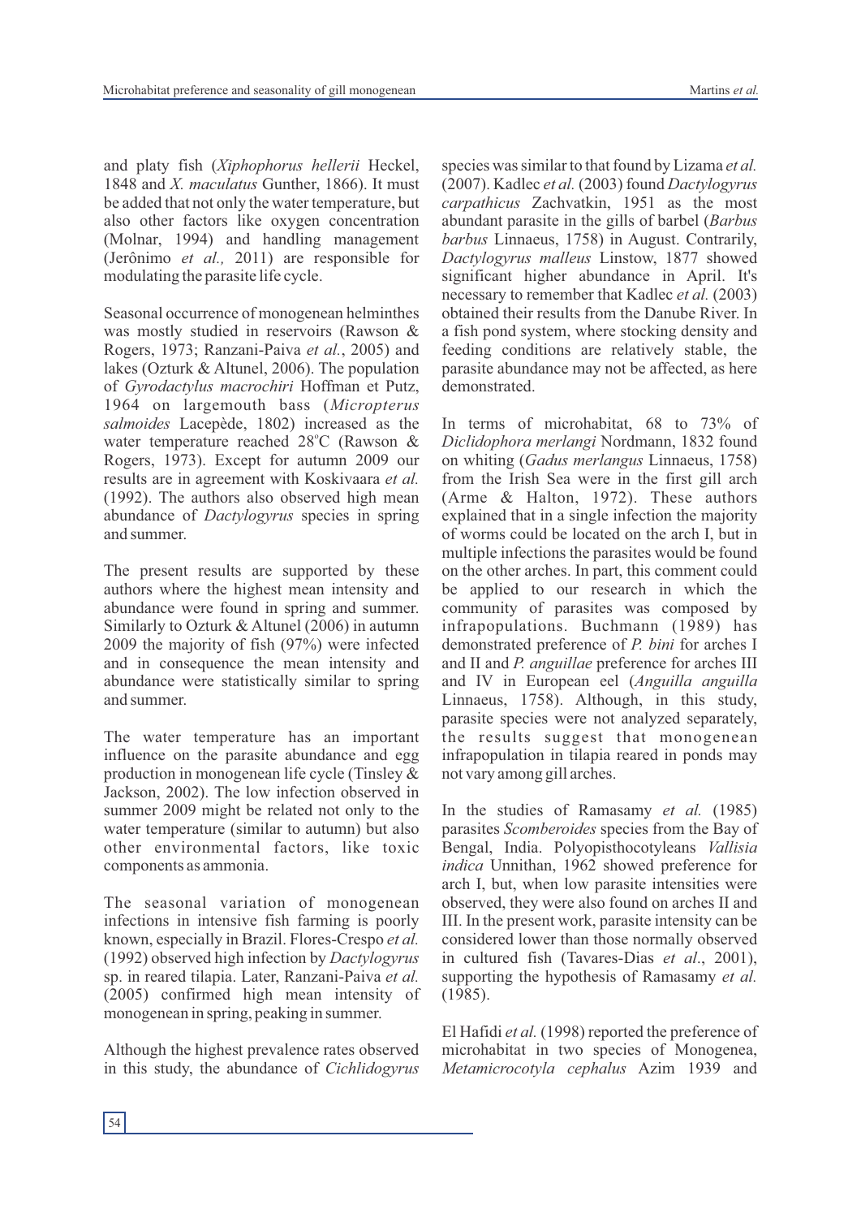and platy fish (*Xiphophorus hellerii* Heckel, 1848 and *X. maculatus* Gunther, 1866). It must be added that not only the water temperature, but also other factors like oxygen concentration (Molnar, 1994) and handling management (Jerônimo *et al.,* 2011) are responsible for modulating the parasite life cycle.

Seasonal occurrence of monogenean helminthes was mostly studied in reservoirs (Rawson & Rogers, 1973; Ranzani-Paiva *et al.*, 2005) and lakes (Ozturk & Altunel, 2006). The population of *Gyrodactylus macrochiri* Hoffman et Putz, 1964 on largemouth bass (*Micropterus salmoides* Lacepède, 1802) increased as the water temperature reached 28°C (Rawson & Rogers, 1973). Except for autumn 2009 our results are in agreement with Koskivaara *et al.* (1992). The authors also observed high mean abundance of *Dactylogyrus* species in spring and summer.

The present results are supported by these authors where the highest mean intensity and abundance were found in spring and summer. Similarly to Ozturk & Altunel (2006) in autumn 2009 the majority of fish (97%) were infected and in consequence the mean intensity and abundance were statistically similar to spring and summer.

The water temperature has an important influence on the parasite abundance and egg production in monogenean life cycle (Tinsley & Jackson, 2002). The low infection observed in summer 2009 might be related not only to the water temperature (similar to autumn) but also other environmental factors, like toxic components as ammonia.

The seasonal variation of monogenean infections in intensive fish farming is poorly known, especially in Brazil. Flores-Crespo *et al.* (1992) observed high infection by *Dactylogyrus* sp. in reared tilapia. Later, Ranzani-Paiva *et al.* (2005) confirmed high mean intensity of monogenean in spring, peaking in summer.

Although the highest prevalence rates observed in this study, the abundance of *Cichlidogyrus* species was similar to that found by Lizama *et al.* (2007). Kadlec *et al.* (2003) found *Dactylogyrus carpathicus* Zachvatkin, 1951 as the most abundant parasite in the gills of barbel (*Barbus barbus* Linnaeus, 1758) in August. Contrarily, *Dactylogyrus malleus* Linstow, 1877 showed significant higher abundance in April. It's necessary to remember that Kadlec *et al.* (2003) obtained their results from the Danube River. In a fish pond system, where stocking density and feeding conditions are relatively stable, the parasite abundance may not be affected, as here demonstrated.

In terms of microhabitat, 68 to 73% of *Diclidophora merlangi* Nordmann, 1832 found on whiting (*Gadus merlangus* Linnaeus, 1758) from the Irish Sea were in the first gill arch (Arme & Halton, 1972). These authors explained that in a single infection the majority of worms could be located on the arch I, but in multiple infections the parasites would be found on the other arches. In part, this comment could be applied to our research in which the community of parasites was composed by infrapopulations. Buchmann (1989) has demonstrated preference of *P. bini* for arches I and II and *P. anguillae* preference for arches III and IV in European eel (*Anguilla anguilla* Linnaeus, 1758). Although, in this study, parasite species were not analyzed separately, the results suggest that monogenean infrapopulation in tilapia reared in ponds may not vary among gill arches.

In the studies of Ramasamy *et al.* (1985) parasites *Scomberoides* species from the Bay of Bengal, India. Polyopisthocotyleans *Vallisia indica* Unnithan, 1962 showed preference for arch I, but, when low parasite intensities were observed, they were also found on arches II and III. In the present work, parasite intensity can be considered lower than those normally observed in cultured fish (Tavares-Dias *et al.*, 2001), supporting the hypothesis of Ramasamy *et al.* (1985).

El Hafidi *et al.* (1998) reported the preference of microhabitat in two species of Monogenea, *Metamicrocotyla cephalus* Azim 1939 and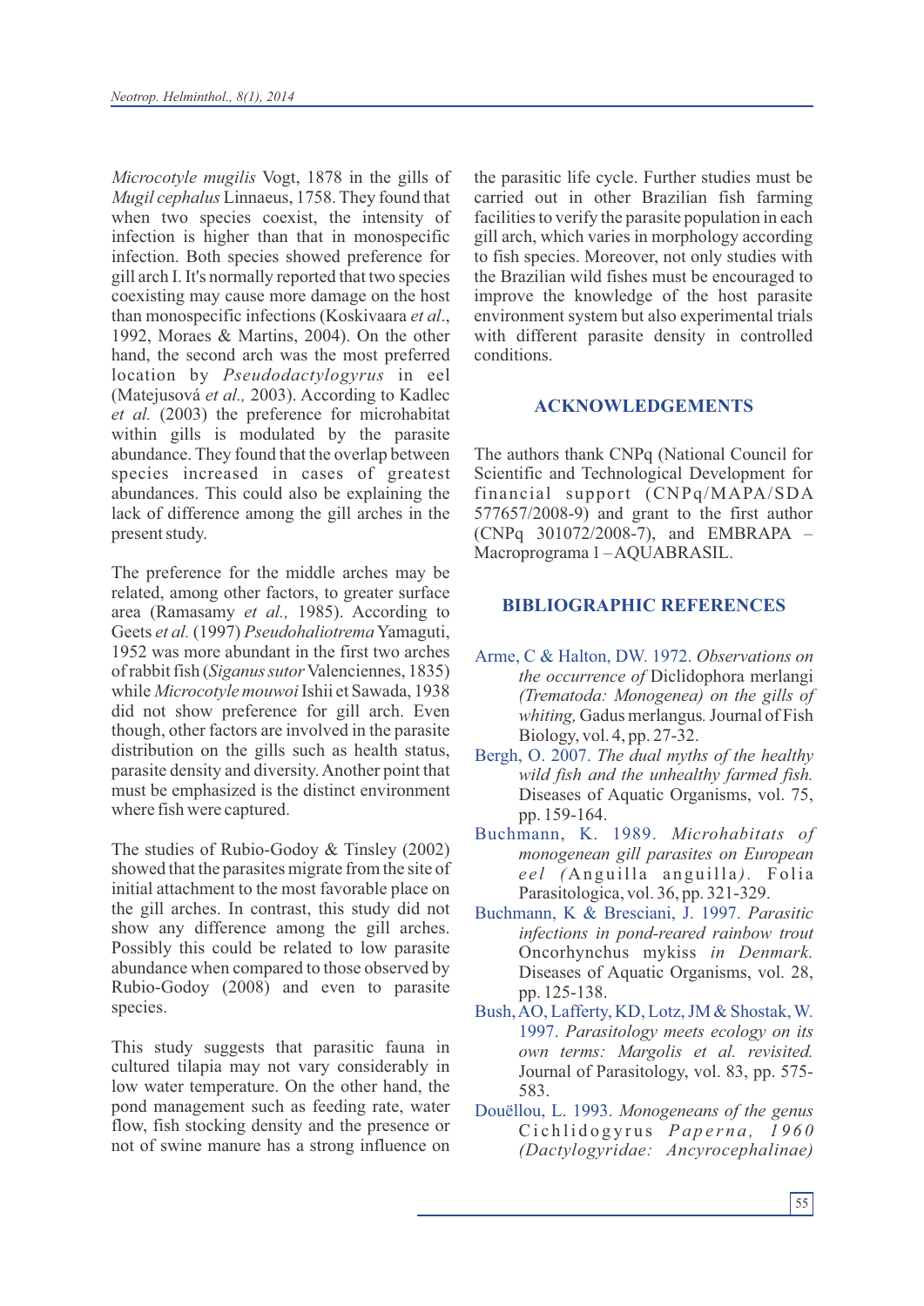*Microcotyle mugilis* Vogt, 1878 in the gills of *Mugil cephalus* Linnaeus, 1758. They found that when two species coexist, the intensity of infection is higher than that in monospecific infection. Both species showed preference for gill arch I. It's normally reported that two species coexisting may cause more damage on the host than monospecific infections (Koskivaara *et al*., 1992, Moraes & Martins, 2004). On the other hand, the second arch was the most preferred location by *Pseudodactylogyrus* in eel (Matejusová *et al.,* 2003). According to Kadlec *et al.* (2003) the preference for microhabitat within gills is modulated by the parasite abundance. They found that the overlap between species increased in cases of greatest abundances. This could also be explaining the lack of difference among the gill arches in the present study.

The preference for the middle arches may be related, among other factors, to greater surface area (Ramasamy *et al.,* 1985). According to Geets *et al.* (1997) *Pseudohaliotrema* Yamaguti, 1952 was more abundant in the first two arches of rabbit fish (*Siganus sutor* Valenciennes, 1835) while *Microcotyle mouwoi* Ishii et Sawada, 1938 did not show preference for gill arch. Even though, other factors are involved in the parasite distribution on the gills such as health status, parasite density and diversity. Another point that must be emphasized is the distinct environment where fish were captured.

The studies of Rubio-Godoy & Tinsley (2002) showed that the parasites migrate from the site of initial attachment to the most favorable place on the gill arches. In contrast, this study did not show any difference among the gill arches. Possibly this could be related to low parasite abundance when compared to those observed by Rubio-Godoy (2008) and even to parasite species.

This study suggests that parasitic fauna in cultured tilapia may not vary considerably in low water temperature. On the other hand, the pond management such as feeding rate, water flow, fish stocking density and the presence or not of swine manure has a strong influence on the parasitic life cycle. Further studies must be carried out in other Brazilian fish farming facilities to verify the parasite population in each gill arch, which varies in morphology according to fish species. Moreover, not only studies with the Brazilian wild fishes must be encouraged to improve the knowledge of the host parasite environment system but also experimental trials with different parasite density in controlled conditions.

## ACKNOWLEDGEMENTS

The authors thank CNPq (National Council for Scientific and Technological Development for financial support (CNPq/MAPA/SDA 577657/2008-9) and grant to the first author (CNPq 301072/2008-7), and EMBRAPA – Macroprograma 1 – AQUABRASIL.

## BIBLIOGRAPHIC REFERENCES

Arme, C & Halton, DW. 1972. *Observations on the occurrence of* Diclidophora merlangi *(Trematoda: Monogenea) on the gills of whiting,* Gadus merlangus*.* Journal of Fish Biology, vol. 4, pp. 27-32.

Bergh, O. 2007. *The dual myths of the healthy wild fish and the unhealthy farmed fish.* Diseases of Aquatic Organisms, vol. 75, pp. 159-164.

Buchmann, K. 1989. *Microhabitats of monogenean gill parasites on European eel (*Anguilla anguilla*).* Folia Parasitologica, vol. 36, pp. 321-329.

Buchmann, K & Bresciani, J. 1997. *Parasitic infections in pond-reared rainbow trout* Oncorhynchus mykiss *in Denmark.* Diseases of Aquatic Organisms, vol. 28, pp. 125-138.

Bush, AO, Lafferty, KD, Lotz, JM & Shostak, W. 1997. *Parasitology meets ecology on its own terms: Margolis et al. revisited.* Journal of Parasitology, vol. 83, pp. 575-583.

Douëllou, L. 1993. *Monogeneans of the genus* Cichlidogyrus *Paperna, 1960 (Dactylogyridae: Ancyrocephalinae)*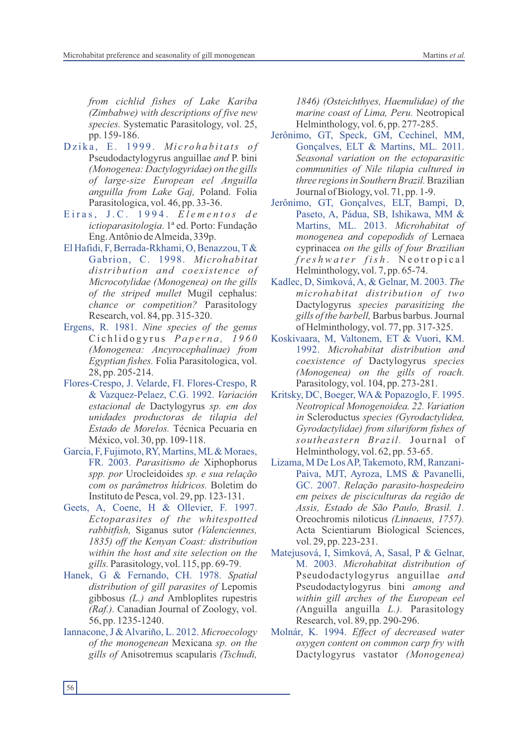*from cichlid fishes of Lake Kariba (Zimbabwe) with descriptions of five new species.* Systematic Parasitology, vol. 25, pp. 159-186.

Dzika, E. 1999. *Microhabitats of* Pseudodactylogyrus anguillae *and* P. bini *(Monogenea: Dactylogyridae) on the gills of large-size European eel Anguilla anguilla from Lake Gaj,* Poland. Folia Parasitologica, vol. 46, pp. 33-36.

Eiras, J.C. 1994. *Elementos de ictioparasitologia.* 1ª ed. Porto: Fundação Eng. Antônio de Almeida, 339p.

El Hafidi, F, Berrada-Rkhami, O, Benazzou, T & Gabrion, C. 1998. *Microhabitat distribution and coexistence of Microcotylidae (Monogenea) on the gills of the striped mullet* Mugil cephalus: *chance or competition?* Parasitology Research, vol. 84, pp. 315-320.

Ergens, R. 1981. *Nine species of the genus* Cichlidogyrus *Paperna, 1960 (Monogenea: Ancyrocephalinae) from Egyptian fishes.* Folia Parasitologica, vol. 28, pp. 205-214.

Flores-Crespo, J. Velarde, FI. Flores-Crespo, R & Vazquez-Pelaez, C.G. 1992. *Variación estacional de* Dactylogyrus *sp. em dos unidades productoras de tilapia del Estado de Morelos.* Técnica Pecuaria en México, vol. 30, pp. 109-118.

Garcia, F, Fujimoto, RY, Martins, ML & Moraes, FR. 2003. *Parasitismo de* Xiphophorus *spp. por* Urocleidoides *sp. e sua relação com os parâmetros hídricos.* Boletim do Instituto de Pesca, vol. 29, pp. 123-131.

Geets, A, Coene, H & Ollevier, F. 1997. *Ectoparasites of the whitespotted rabbitfish,* Siganus sutor *(Valenciennes, 1835) off the Kenyan Coast: distribution within the host and site selection on the gills.* Parasitology, vol. 115, pp. 69-79.

Hanek, G & Fernando, CH. 1978. *Spatial distribution of gill parasites of* Lepomis gibbosus *(L.) and* Ambloplites rupestris *(Raf.).* Canadian Journal of Zoology, vol. 56, pp. 1235-1240.

Iannacone, J & Alvariño, L. 2012. *Microecology of the monogenean* Mexicana *sp. on the gills of* Anisotremus scapularis *(Tschudi, 1846) (Osteichthyes, Haemulidae) of the marine coast of Lima, Peru.* Neotropical Helminthology, vol. 6, pp. 277-285.

Jerônimo, GT, Speck, GM, Cechinel, MM, Gonçalves, ELT & Martins, ML. 2011. *Seasonal variation on the ectoparasitic communities of Nile tilapia cultured in three regions in Southern Brazil.* Brazilian Journal of Biology, vol. 71, pp. 1-9.

Jerônimo, GT, Gonçalves, ELT, Bampi, D, Paseto, A, Pádua, SB, Ishikawa, MM & Martins, ML. 2013. *Microhabitat of monogenea and copepodids of* Lernaea cyprinacea *on the gills of four Brazilian freshwater fish.* Neotropical Helminthology, vol. 7, pp. 65-74.

Kadlec, D, Simková, A, & Gelnar, M. 2003. *The microhabitat distribution of two* Dactylogyrus *species parasitizing the gills of the barbell,* Barbus barbus. Journal of Helminthology, vol. 77, pp. 317-325.

Koskivaara, M, Valtonem, ET & Vuori, KM. 1992. *Microhabitat distribution and coexistence of* Dactylogyrus *species (Monogenea) on the gills of roach.* Parasitology, vol. 104, pp. 273-281.

Kritsky, DC, Boeger, WA & Popazoglo, F. 1995. *Neotropical Monogenoidea. 22. Variation in* Scleroductus *species (Gyrodactylidea, Gyrodactylidae) from siluriform fishes of southeastern Brazil.* Journal of Helminthology, vol. 62, pp. 53-65.

Lizama, M De Los AP, Takemoto, RM, Ranzani-Paiva, MJT, Ayroza, LMS & Pavanelli, GC. 2007. *Relação parasito-hospedeiro em peixes de pisciculturas da região de Assis, Estado de São Paulo, Brasil. 1.* Oreochromis niloticus *(Linnaeus, 1757).* Acta Scientiarum Biological Sciences, vol. 29, pp. 223-231.

Matejusová, I, Simková, A, Sasal, P & Gelnar, M. 2003. *Microhabitat distribution of* Pseudodactylogyrus anguillae *and* Pseudodactylogyrus bini *among and within gill arches of the European eel (*Anguilla anguilla *L.).* Parasitology Research, vol. 89, pp. 290-296.

Molnár, K. 1994. *Effect of decreased water oxygen content on common carp fry with* Dactylogyrus vastator *(Monogenea)*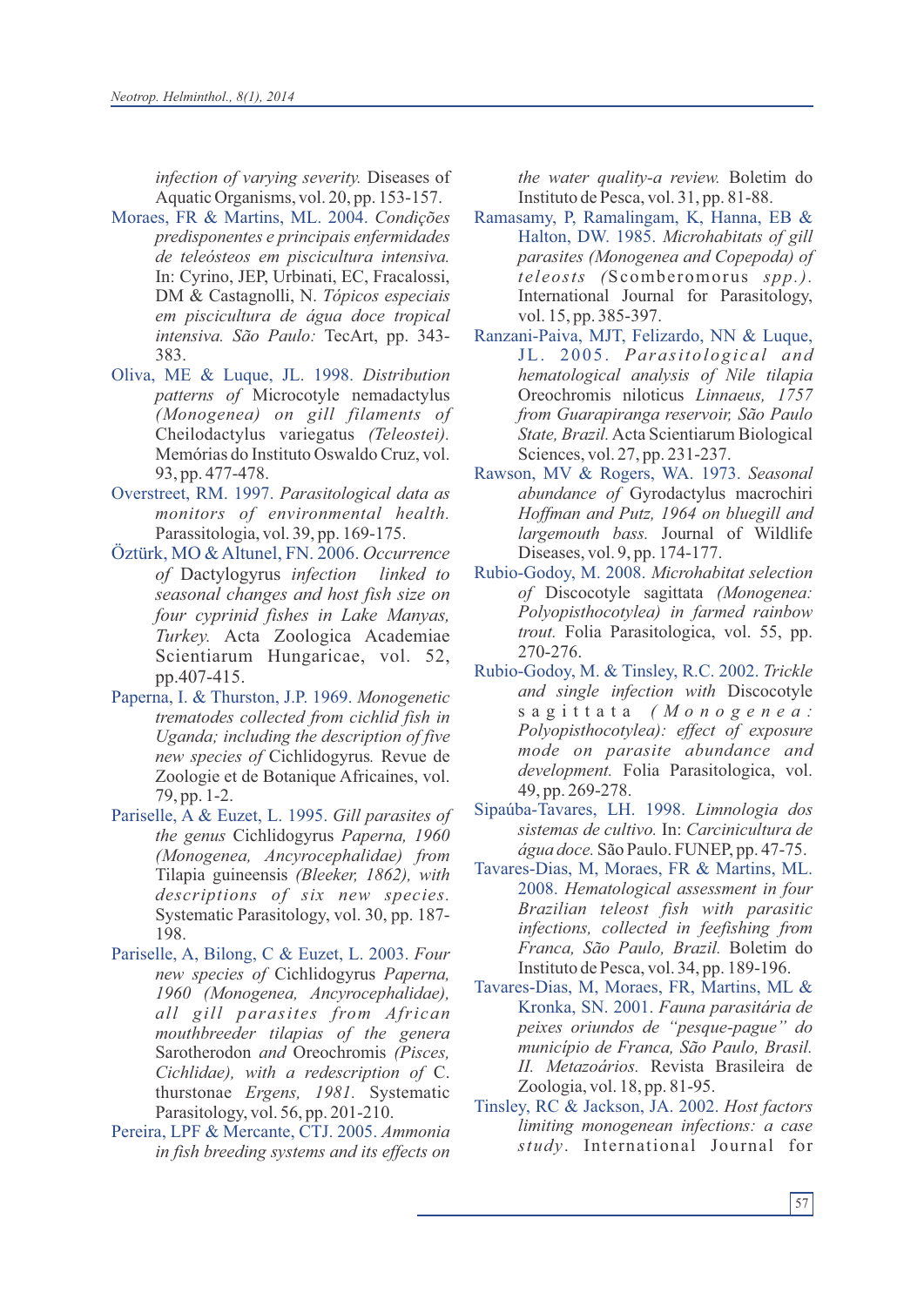*infection of varying severity.* Diseases of Aquatic Organisms, vol. 20, pp. 153-157.

Moraes, FR & Martins, ML. 2004. *Condições predisponentes e principais enfermidades de teleósteos em piscicultura intensiva.* In: Cyrino, JEP, Urbinati, EC, Fracalossi, DM & Castagnolli, N. *Tópicos especiais em piscicultura de água doce tropical intensiva. São Paulo:* TecArt, pp. 343-383.

Oliva, ME & Luque, JL. 1998. *Distribution patterns of* Microcotyle nemadactylus *(Monogenea) on gill filaments of* Cheilodactylus variegatus *(Teleostei).* Memórias do Instituto Oswaldo Cruz, vol. 93, pp. 477-478.

Overstreet, RM. 1997. *Parasitological data as monitors of environmental health.* Parassitologia, vol. 39, pp. 169-175.

Öztürk, MO & Altunel, FN. 2006. *Occurrence of* Dactylogyrus *infection linked to seasonal changes and host fish size on four cyprinid fishes in Lake Manyas, Turkey.* Acta Zoologica Academiae Scientiarum Hungaricae, vol. 52, pp.407-415.

Paperna, I. & Thurston, J.P. 1969. *Monogenetic trematodes collected from cichlid fish in Uganda; including the description of five new species of* Cichlidogyrus*.* Revue de Zoologie et de Botanique Africaines, vol. 79, pp. 1-2.

Pariselle, A & Euzet, L. 1995. *Gill parasites of the genus* Cichlidogyrus *Paperna, 1960 (Monogenea, Ancyrocephalidae) from* Tilapia guineensis *(Bleeker, 1862), with descriptions of six new species.* Systematic Parasitology, vol. 30, pp. 187-198.

Pariselle, A, Bilong, C & Euzet, L. 2003. *Four new species of* Cichlidogyrus *Paperna, 1960 (Monogenea, Ancyrocephalidae), all gill parasites from African mouthbreeder tilapias of the genera* Sarotherodon *and* Oreochromis *(Pisces, Cichlidae), with a redescription of* C. thurstonae *Ergens, 1981.* Systematic Parasitology, vol. 56, pp. 201-210.

Pereira, LPF & Mercante, CTJ. 2005. *Ammonia in fish breeding systems and its effects on the water quality-a review.* Boletim do Instituto de Pesca, vol. 31, pp. 81-88.

Ramasamy, P, Ramalingam, K, Hanna, EB & Halton, DW. 1985. *Microhabitats of gill parasites (Monogenea and Copepoda) of teleosts (*Scomberomorus *spp.).* International Journal for Parasitology, vol. 15, pp. 385-397.

Ranzani-Paiva, MJT, Felizardo, NN & Luque, JL. 2005. *Parasitological and hematological analysis of Nile tilapia* Oreochromis niloticus *Linnaeus, 1757 from Guarapiranga reservoir, São Paulo State, Brazil.* Acta Scientiarum Biological Sciences, vol. 27, pp. 231-237.

Rawson, MV & Rogers, WA. 1973. *Seasonal abundance of* Gyrodactylus macrochiri *Hoffman and Putz, 1964 on bluegill and largemouth bass.* Journal of Wildlife Diseases, vol. 9, pp. 174-177.

Rubio-Godoy, M. 2008. *Microhabitat selection of* Discocotyle sagittata *(Monogenea: Polyopisthocotylea) in farmed rainbow trout.* Folia Parasitologica, vol. 55, pp. 270-276.

Rubio-Godoy, M. & Tinsley, R.C. 2002. *Trickle and single infection with* Discocotyle sagittata *(Monogenea: Polyopisthocotylea): effect of exposure mode on parasite abundance and development.* Folia Parasitologica, vol. 49, pp. 269-278.

Sipaúba-Tavares, LH. 1998. *Limnologia dos sistemas de cultivo.* In: *Carcinicultura de água doce.* São Paulo. FUNEP, pp. 47-75.

Tavares-Dias, M, Moraes, FR & Martins, ML. 2008. *Hematological assessment in four Brazilian teleost fish with parasitic infections, collected in feefishing from Franca, São Paulo, Brazil.* Boletim do Instituto de Pesca, vol. 34, pp. 189-196.

Tavares-Dias, M, Moraes, FR, Martins, ML & Kronka, SN. 2001. *Fauna parasitária de peixes oriundos de "pesque-pague" do município de Franca, São Paulo, Brasil. II. Metazoários.* Revista Brasileira de Zoologia, vol. 18, pp. 81-95.

Tinsley, RC & Jackson, JA. 2002. *Host factors limiting monogenean infections: a case study.* International Journal for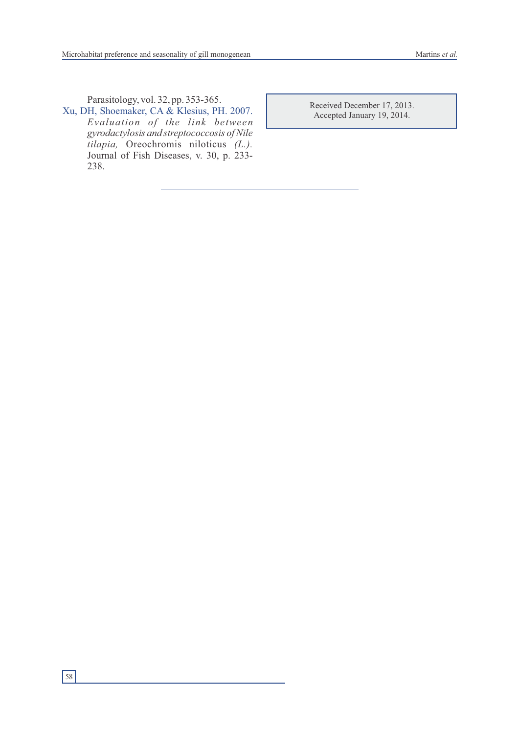Parasitology, vol. 32, pp. 353-365.

Xu, DH, Shoemaker, CA & Klesius, PH. 2007. *Evaluation of the link between gyrodactylosis and streptococcosis of Nile tilapia,* Oreochromis niloticus *(L.).* Journal of Fish Diseases, v. 30, p. 233-238.

Received December 17, 2013.
Accepted January 19, 2014.